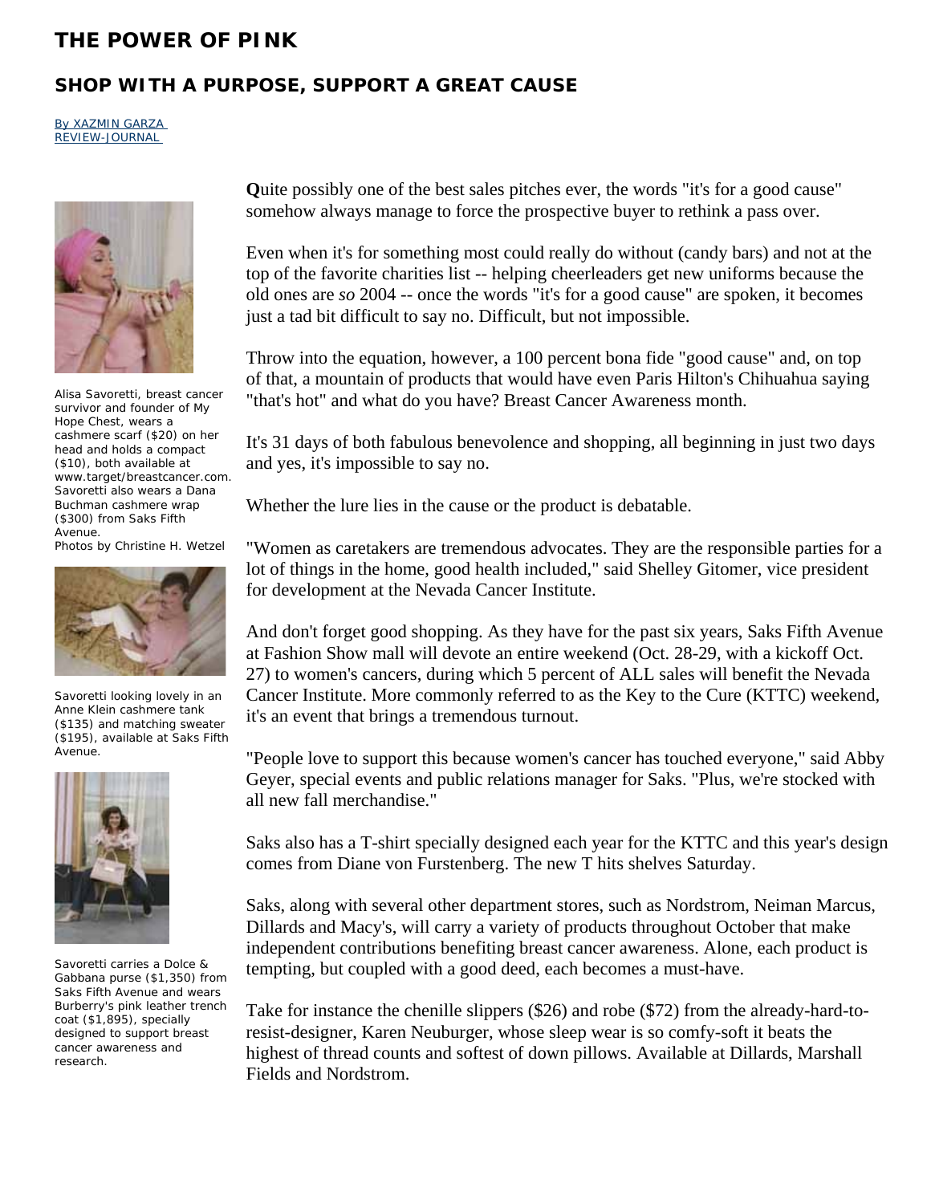# THE POWER OF PINK

## SHOP WITH A PURPOSE, SUPPORT A GREAT CAUSE

By XAZMIN GARZA
REVIEW-JOURNAL

Alisa Savoretti, breast cancer survivor and founder of My Hope Chest, wears a cashmere scarf ($20) on her head and holds a compact ($10), both available at www.target/breastcancer.com. Savoretti also wears a Dana Buchman cashmere wrap ($300) from Saks Fifth Avenue.
Photos by Christine H. Wetzel

Savoretti looking lovely in an Anne Klein cashmere tank ($135) and matching sweater ($195), available at Saks Fifth Avenue.

Savoretti carries a Dolce & Gabbana purse ($1,350) from Saks Fifth Avenue and wears Burberry's pink leather trench coat ($1,895), specially designed to support breast cancer awareness and research.

**Q**uite possibly one of the best sales pitches ever, the words "it's for a good cause" somehow always manage to force the prospective buyer to rethink a pass over.

Even when it's for something most could really do without (candy bars) and not at the top of the favorite charities list -- helping cheerleaders get new uniforms because the old ones are *so* 2004 -- once the words "it's for a good cause" are spoken, it becomes just a tad bit difficult to say no. Difficult, but not impossible.

Throw into the equation, however, a 100 percent bona fide "good cause" and, on top of that, a mountain of products that would have even Paris Hilton's Chihuahua saying "that's hot" and what do you have? Breast Cancer Awareness month.

It's 31 days of both fabulous benevolence and shopping, all beginning in just two days and yes, it's impossible to say no.

Whether the lure lies in the cause or the product is debatable.

"Women as caretakers are tremendous advocates. They are the responsible parties for a lot of things in the home, good health included," said Shelley Gitomer, vice president for development at the Nevada Cancer Institute.

And don't forget good shopping. As they have for the past six years, Saks Fifth Avenue at Fashion Show mall will devote an entire weekend (Oct. 28-29, with a kickoff Oct. 27) to women's cancers, during which 5 percent of ALL sales will benefit the Nevada Cancer Institute. More commonly referred to as the Key to the Cure (KTTC) weekend, it's an event that brings a tremendous turnout.

"People love to support this because women's cancer has touched everyone," said Abby Geyer, special events and public relations manager for Saks. "Plus, we're stocked with all new fall merchandise."

Saks also has a T-shirt specially designed each year for the KTTC and this year's design comes from Diane von Furstenberg. The new T hits shelves Saturday.

Saks, along with several other department stores, such as Nordstrom, Neiman Marcus, Dillards and Macy's, will carry a variety of products throughout October that make independent contributions benefiting breast cancer awareness. Alone, each product is tempting, but coupled with a good deed, each becomes a must-have.

Take for instance the chenille slippers ($26) and robe ($72) from the already-hard-to-resist-designer, Karen Neuburger, whose sleep wear is so comfy-soft it beats the highest of thread counts and softest of down pillows. Available at Dillards, Marshall Fields and Nordstrom.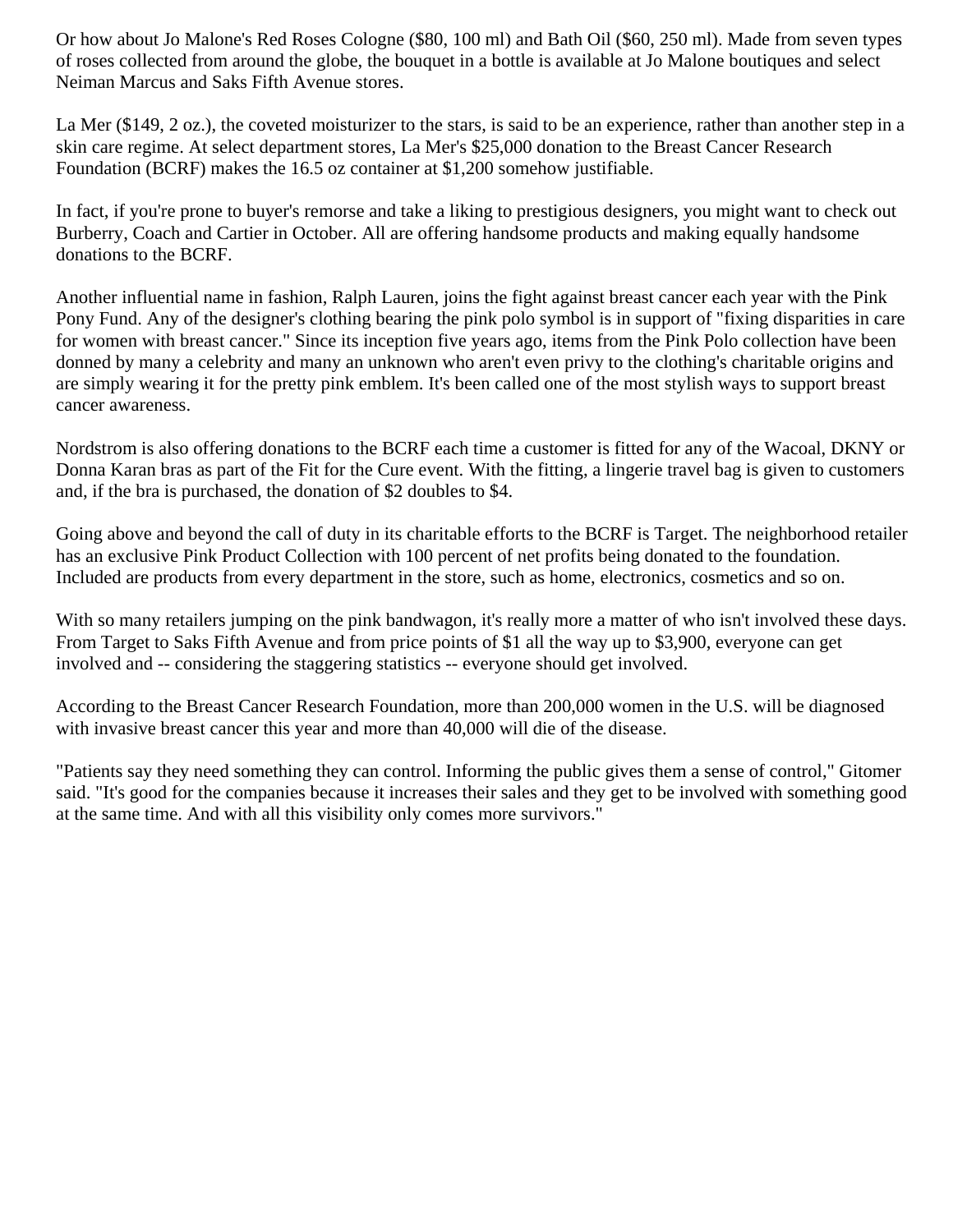Or how about Jo Malone's Red Roses Cologne ($80, 100 ml) and Bath Oil ($60, 250 ml). Made from seven types of roses collected from around the globe, the bouquet in a bottle is available at Jo Malone boutiques and select Neiman Marcus and Saks Fifth Avenue stores.

La Mer ($149, 2 oz.), the coveted moisturizer to the stars, is said to be an experience, rather than another step in a skin care regime. At select department stores, La Mer's $25,000 donation to the Breast Cancer Research Foundation (BCRF) makes the 16.5 oz container at $1,200 somehow justifiable.

In fact, if you're prone to buyer's remorse and take a liking to prestigious designers, you might want to check out Burberry, Coach and Cartier in October. All are offering handsome products and making equally handsome donations to the BCRF.

Another influential name in fashion, Ralph Lauren, joins the fight against breast cancer each year with the Pink Pony Fund. Any of the designer's clothing bearing the pink polo symbol is in support of "fixing disparities in care for women with breast cancer." Since its inception five years ago, items from the Pink Polo collection have been donned by many a celebrity and many an unknown who aren't even privy to the clothing's charitable origins and are simply wearing it for the pretty pink emblem. It's been called one of the most stylish ways to support breast cancer awareness.

Nordstrom is also offering donations to the BCRF each time a customer is fitted for any of the Wacoal, DKNY or Donna Karan bras as part of the Fit for the Cure event. With the fitting, a lingerie travel bag is given to customers and, if the bra is purchased, the donation of $2 doubles to $4.

Going above and beyond the call of duty in its charitable efforts to the BCRF is Target. The neighborhood retailer has an exclusive Pink Product Collection with 100 percent of net profits being donated to the foundation. Included are products from every department in the store, such as home, electronics, cosmetics and so on.

With so many retailers jumping on the pink bandwagon, it's really more a matter of who isn't involved these days. From Target to Saks Fifth Avenue and from price points of $1 all the way up to $3,900, everyone can get involved and -- considering the staggering statistics -- everyone should get involved.

According to the Breast Cancer Research Foundation, more than 200,000 women in the U.S. will be diagnosed with invasive breast cancer this year and more than 40,000 will die of the disease.

"Patients say they need something they can control. Informing the public gives them a sense of control," Gitomer said. "It's good for the companies because it increases their sales and they get to be involved with something good at the same time. And with all this visibility only comes more survivors."